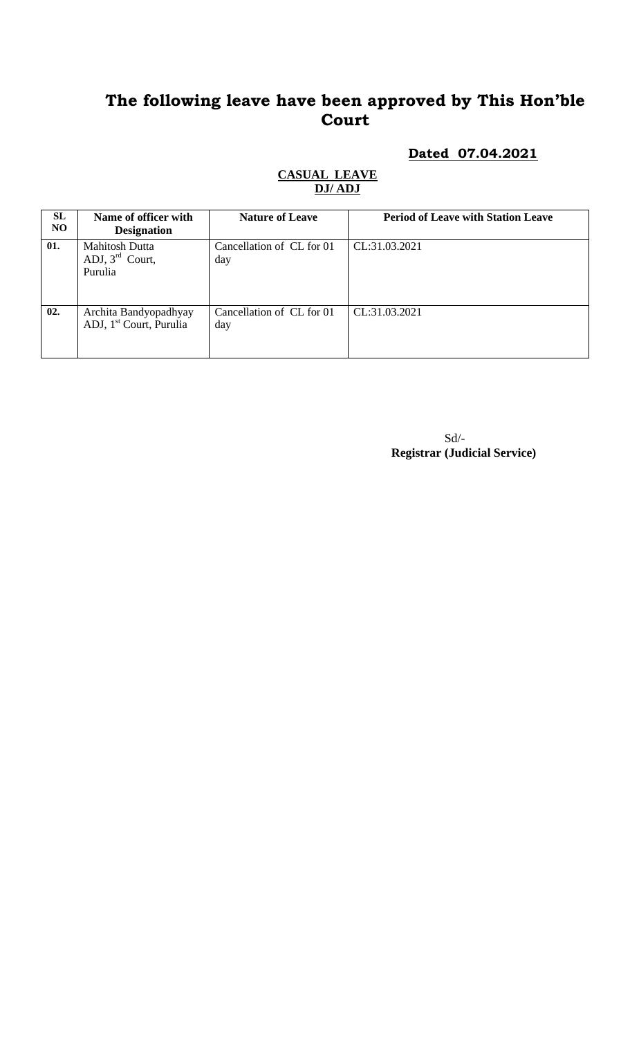# The following leave have been approved by This Hon'ble Court

**Dated 07.04.2021**

**CASUAL LEAVE**
**DJ/ ADJ**

| SL NO | Name of officer with Designation | Nature of Leave | Period of Leave with Station Leave |
|---|---|---|---|
| 01. | Mahitosh Dutta ADJ, 3rd Court, Purulia | Cancellation of CL for 01 day | CL:31.03.2021 |
| 02. | Archita Bandyopadhyay ADJ, 1st Court, Purulia | Cancellation of CL for 01 day | CL:31.03.2021 |

Sd/-
**Registrar (Judicial Service)**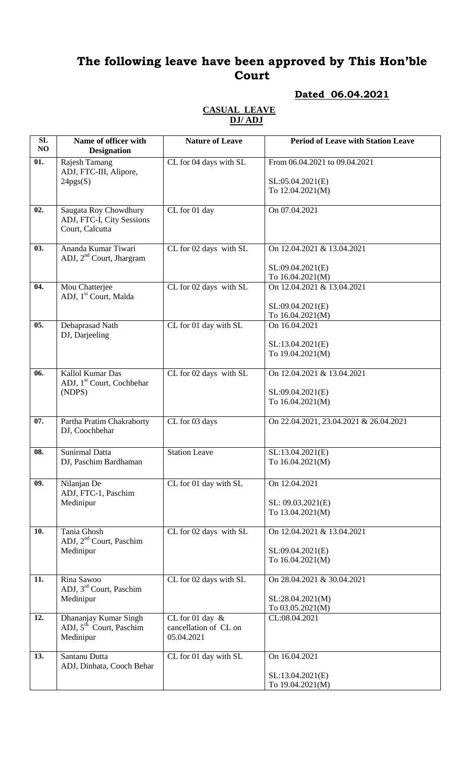# The following leave have been approved by This Hon'ble Court

## Dated 06.04.2021

**CASUAL LEAVE**
**DJ/ ADJ**

| SL NO | Name of officer with Designation | Nature of Leave | Period of Leave with Station Leave |
|---|---|---|---|
| 01. | Rajesh Tamang ADJ, FTC-III, Alipore, 24pgs(S) | CL for 04 days with SL | From 06.04.2021 to 09.04.2021 SL:05.04.2021(E) To 12.04.2021(M) |
| 02. | Saugata Roy Chowdhury ADJ, FTC-I, City Sessions Court, Calcutta | CL for 01 day | On 07.04.2021 |
| 03. | Ananda Kumar Tiwari ADJ, 2nd Court, Jhargram | CL for 02 days with SL | On 12.04.2021 & 13.04.2021 SL:09.04.2021(E) To 16.04.2021(M) |
| 04. | Mou Chatterjee ADJ, 1st Court, Malda | CL for 02 days with SL | On 12.04.2021 & 13.04.2021 SL:09.04.2021(E) To 16.04.2021(M) |
| 05. | Debaprasad Nath DJ, Darjeeling | CL for 01 day with SL | On 16.04.2021 SL:13.04.2021(E) To 19.04.2021(M) |
| 06. | Kallol Kumar Das ADJ, 1st Court, Cochbehar (NDPS) | CL for 02 days with SL | On 12.04.2021 & 13.04.2021 SL:09.04.2021(E) To 16.04.2021(M) |
| 07. | Partha Pratim Chakraborty DJ, Coochbehar | CL for 03 days | On 22.04.2021, 23.04.2021 & 26.04.2021 |
| 08. | Sunirmal Datta DJ, Paschim Bardhaman | Station Leave | SL:13.04.2021(E) To 16.04.2021(M) |
| 09. | Nilanjan De ADJ, FTC-1, Paschim Medinipur | CL for 01 day with SL | On 12.04.2021 SL: 09.03.2021(E) To 13.04.2021(M) |
| 10. | Tania Ghosh ADJ, 2nd Court, Paschim Medinipur | CL for 02 days with SL | On 12.04.2021 & 13.04.2021 SL:09.04.2021(E) To 16.04.2021(M) |
| 11. | Rina Sawoo ADJ, 3rd Court, Paschim Medinipur | CL for 02 days with SL | On 28.04.2021 & 30.04.2021 SL:28.04.2021(M) To 03.05.2021(M) |
| 12. | Dhananjay Kumar Singh ADJ, 5th Court, Paschim Medinipur | CL for 01 day & cancellation of CL on 05.04.2021 | CL:08.04.2021 |
| 13. | Santanu Dutta ADJ, Dinhata, Cooch Behar | CL for 01 day with SL | On 16.04.2021 SL:13.04.2021(E) To 19.04.2021(M) |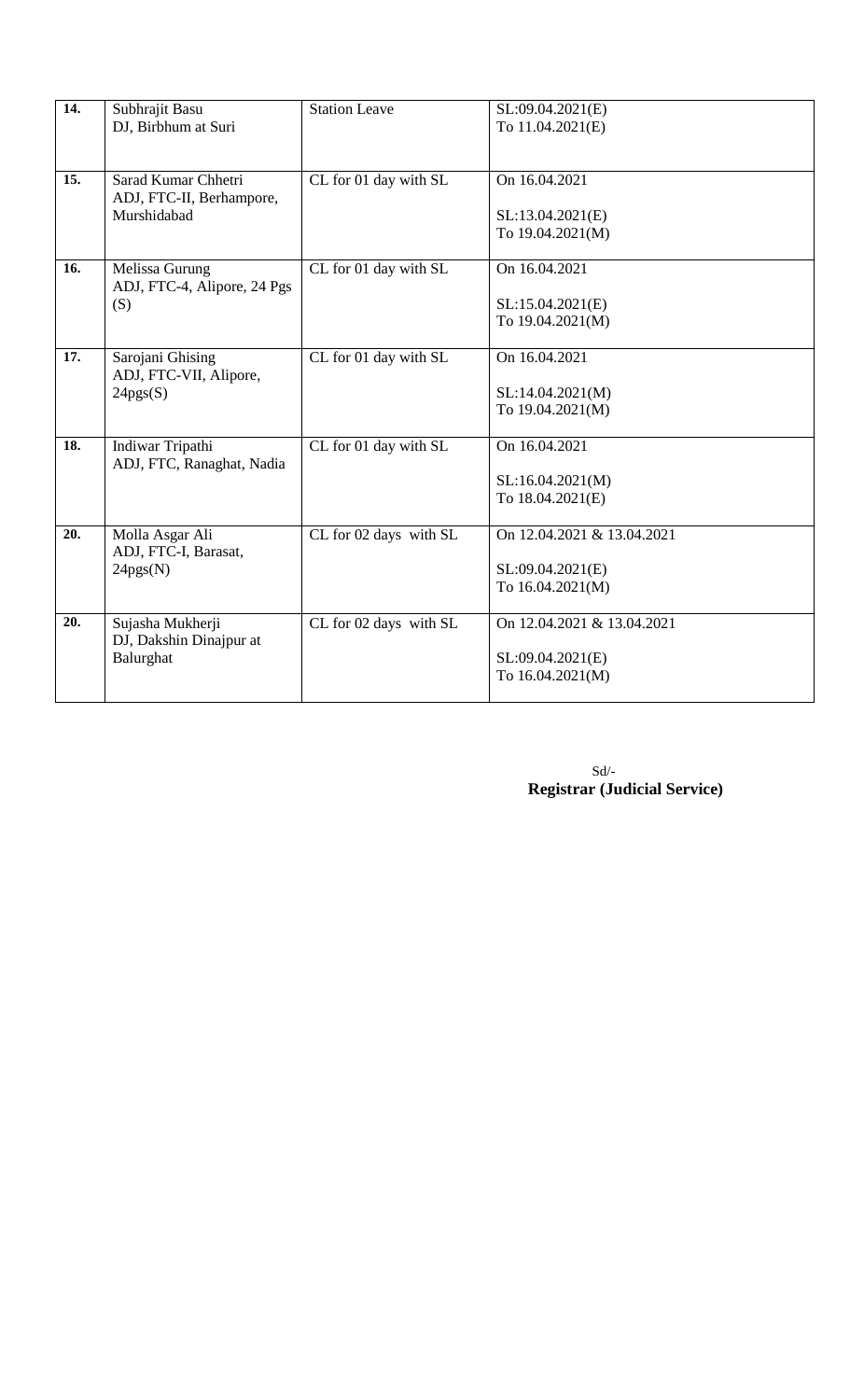| | | | |
|---|---|---|---|
| **14.** | Subhrajit Basu<br>DJ, Birbhum at Suri | Station Leave | SL:09.04.2021(E)<br>To 11.04.2021(E) |
| **15.** | Sarad Kumar Chhetri<br>ADJ, FTC-II, Berhampore, Murshidabad | CL for 01 day with SL | On 16.04.2021<br><br>SL:13.04.2021(E)<br>To 19.04.2021(M) |
| **16.** | Melissa Gurung<br>ADJ, FTC-4, Alipore, 24 Pgs (S) | CL for 01 day with SL | On 16.04.2021<br><br>SL:15.04.2021(E)<br>To 19.04.2021(M) |
| **17.** | Sarojani Ghising<br>ADJ, FTC-VII, Alipore, 24pgs(S) | CL for 01 day with SL | On 16.04.2021<br><br>SL:14.04.2021(M)<br>To 19.04.2021(M) |
| **18.** | Indiwar Tripathi<br>ADJ, FTC, Ranaghat, Nadia | CL for 01 day with SL | On 16.04.2021<br><br>SL:16.04.2021(M)<br>To 18.04.2021(E) |
| **20.** | Molla Asgar Ali<br>ADJ, FTC-I, Barasat, 24pgs(N) | CL for 02 days with SL | On 12.04.2021 & 13.04.2021<br><br>SL:09.04.2021(E)<br>To 16.04.2021(M) |
| **20.** | Sujasha Mukherji<br>DJ, Dakshin Dinajpur at Balurghat | CL for 02 days with SL | On 12.04.2021 & 13.04.2021<br><br>SL:09.04.2021(E)<br>To 16.04.2021(M) |

Sd/-
**Registrar (Judicial Service)**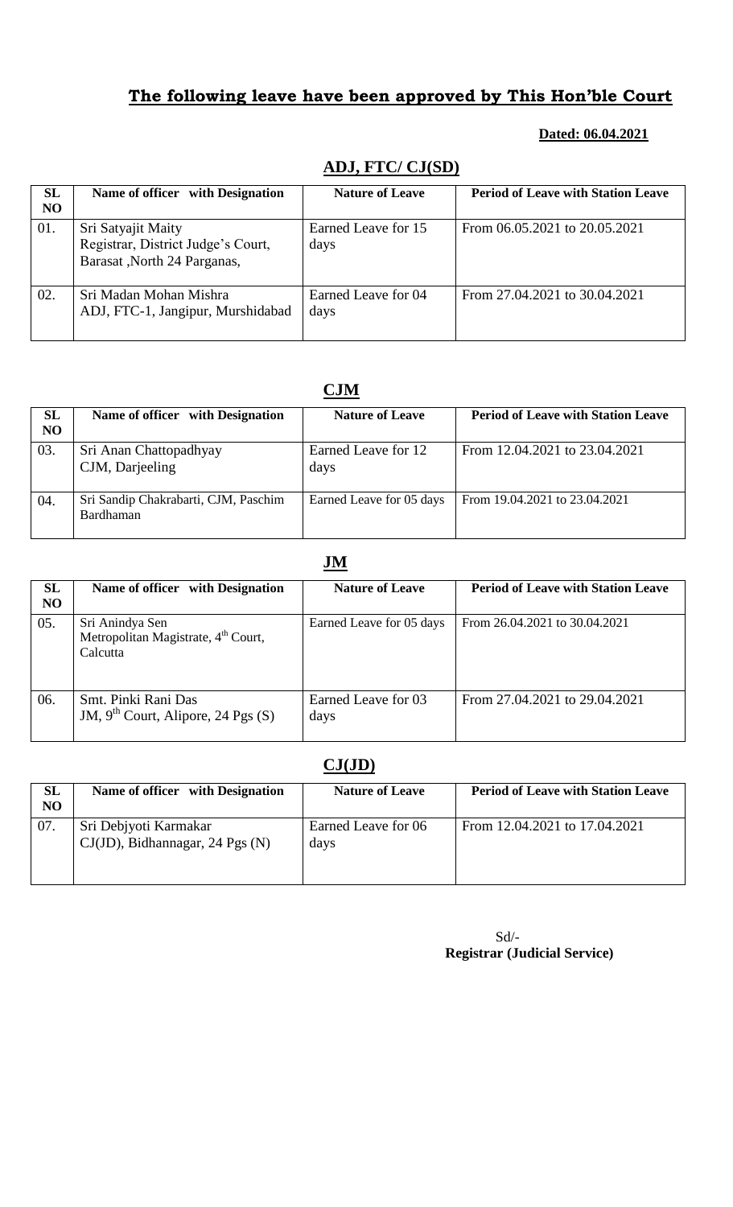## The following leave have been approved by This Hon'ble Court

**Dated: 06.04.2021**

### ADJ, FTC/ CJ(SD)

| SL NO | Name of officer with Designation | Nature of Leave | Period of Leave with Station Leave |
|---|---|---|---|
| 01. | Sri Satyajit Maity<br>Registrar, District Judge's Court, Barasat ,North 24 Parganas, | Earned Leave for 15 days | From 06.05.2021 to 20.05.2021 |
| 02. | Sri Madan Mohan Mishra<br>ADJ, FTC-1, Jangipur, Murshidabad | Earned Leave for 04 days | From 27.04.2021 to 30.04.2021 |

### CJM

| SL NO | Name of officer with Designation | Nature of Leave | Period of Leave with Station Leave |
|---|---|---|---|
| 03. | Sri Anan Chattopadhyay<br>CJM, Darjeeling | Earned Leave for 12 days | From 12.04.2021 to 23.04.2021 |
| 04. | Sri Sandip Chakrabarti, CJM, Paschim Bardhaman | Earned Leave for 05 days | From 19.04.2021 to 23.04.2021 |

### JM

| SL NO | Name of officer with Designation | Nature of Leave | Period of Leave with Station Leave |
|---|---|---|---|
| 05. | Sri Anindya Sen<br>Metropolitan Magistrate, 4th Court, Calcutta | Earned Leave for 05 days | From 26.04.2021 to 30.04.2021 |
| 06. | Smt. Pinki Rani Das<br>JM, 9th Court, Alipore, 24 Pgs (S) | Earned Leave for 03 days | From 27.04.2021 to 29.04.2021 |

### CJ(JD)

| SL NO | Name of officer with Designation | Nature of Leave | Period of Leave with Station Leave |
|---|---|---|---|
| 07. | Sri Debjyoti Karmakar<br>CJ(JD), Bidhannagar, 24 Pgs (N) | Earned Leave for 06 days | From 12.04.2021 to 17.04.2021 |

Sd/-
**Registrar (Judicial Service)**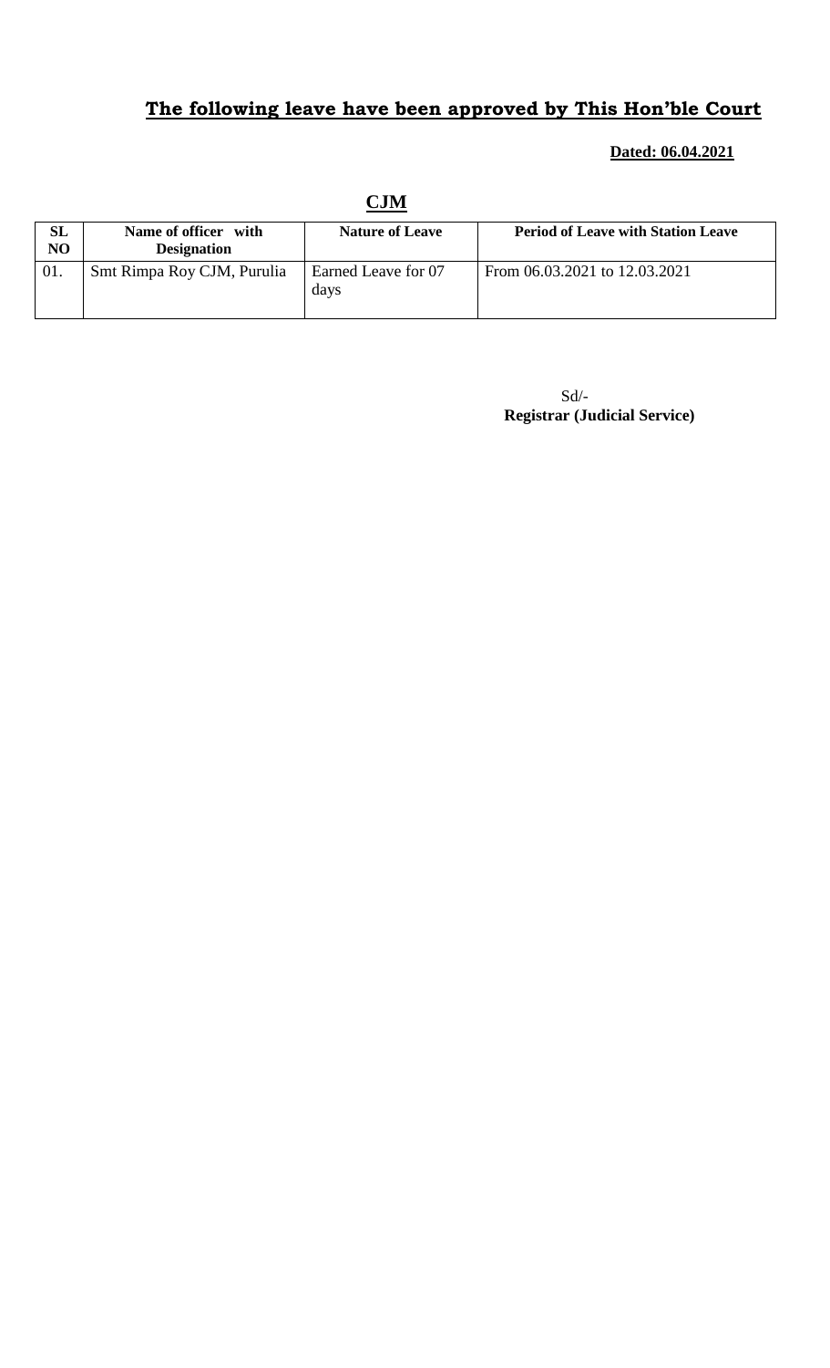## **The following leave have been approved by This Hon'ble Court**

**Dated: 06.04.2021**

### **CJM**

| SL NO | Name of officer with Designation | Nature of Leave | Period of Leave with Station Leave |
|---|---|---|---|
| 01. | Smt Rimpa Roy CJM, Purulia | Earned Leave for 07 days | From 06.03.2021 to 12.03.2021 |

Sd/-
**Registrar (Judicial Service)**